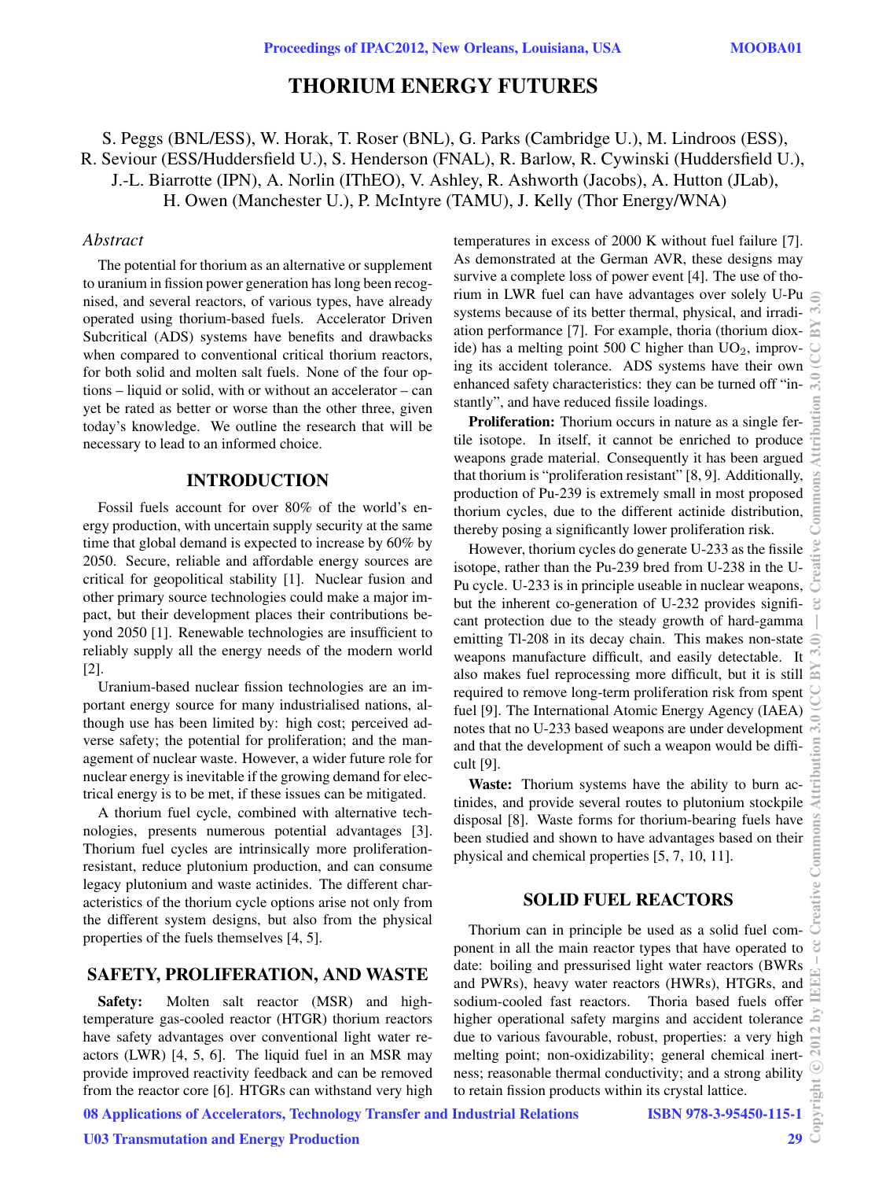# THORIUM ENERGY FUTURES

S. Peggs (BNL/ESS), W. Horak, T. Roser (BNL), G. Parks (Cambridge U.), M. Lindroos (ESS), R. Seviour (ESS/Huddersfield U.), S. Henderson (FNAL), R. Barlow, R. Cywinski (Huddersfield U.), J.-L. Biarrotte (IPN), A. Norlin (IThEO), V. Ashley, R. Ashworth (Jacobs), A. Hutton (JLab), H. Owen (Manchester U.), P. McIntyre (TAMU), J. Kelly (Thor Energy/WNA)

*Abstract*

The potential for thorium as an alternative or supplement to uranium in fission power generation has long been recognised, and several reactors, of various types, have already operated using thorium-based fuels. Accelerator Driven Subcritical (ADS) systems have benefits and drawbacks when compared to conventional critical thorium reactors, for both solid and molten salt fuels. None of the four options – liquid or solid, with or without an accelerator – can yet be rated as better or worse than the other three, given today's knowledge. We outline the research that will be necessary to lead to an informed choice.

## INTRODUCTION

Fossil fuels account for over 80% of the world's energy production, with uncertain supply security at the same time that global demand is expected to increase by 60% by 2050. Secure, reliable and affordable energy sources are critical for geopolitical stability [1]. Nuclear fusion and other primary source technologies could make a major impact, but their development places their contributions beyond 2050 [1]. Renewable technologies are insufficient to reliably supply all the energy needs of the modern world [2].

Uranium-based nuclear fission technologies are an important energy source for many industrialised nations, although use has been limited by: high cost; perceived adverse safety; the potential for proliferation; and the management of nuclear waste. However, a wider future role for nuclear energy is inevitable if the growing demand for electrical energy is to be met, if these issues can be mitigated.

A thorium fuel cycle, combined with alternative technologies, presents numerous potential advantages [3]. Thorium fuel cycles are intrinsically more proliferation-resistant, reduce plutonium production, and can consume legacy plutonium and waste actinides. The different characteristics of the thorium cycle options arise not only from the different system designs, but also from the physical properties of the fuels themselves [4, 5].

## SAFETY, PROLIFERATION, AND WASTE

**Safety:** Molten salt reactor (MSR) and high-temperature gas-cooled reactor (HTGR) thorium reactors have safety advantages over conventional light water reactors (LWR) [4, 5, 6]. The liquid fuel in an MSR may provide improved reactivity feedback and can be removed from the reactor core [6]. HTGRs can withstand very high temperatures in excess of 2000 K without fuel failure [7]. As demonstrated at the German AVR, these designs may survive a complete loss of power event [4]. The use of thorium in LWR fuel can have advantages over solely U-Pu systems because of its better thermal, physical, and irradiation performance [7]. For example, thoria (thorium dioxide) has a melting point 500 C higher than $UO_2$, improving its accident tolerance. ADS systems have their own enhanced safety characteristics: they can be turned off "instantly", and have reduced fissile loadings.

**Proliferation:** Thorium occurs in nature as a single fertile isotope. In itself, it cannot be enriched to produce weapons grade material. Consequently it has been argued that thorium is "proliferation resistant" [8, 9]. Additionally, production of Pu-239 is extremely small in most proposed thorium cycles, due to the different actinide distribution, thereby posing a significantly lower proliferation risk.

However, thorium cycles do generate U-233 as the fissile isotope, rather than the Pu-239 bred from U-238 in the U-Pu cycle. U-233 is in principle useable in nuclear weapons, but the inherent co-generation of U-232 provides significant protection due to the steady growth of hard-gamma emitting Tl-208 in its decay chain. This makes non-state weapons manufacture difficult, and easily detectable. It also makes fuel reprocessing more difficult, but it is still required to remove long-term proliferation risk from spent fuel [9]. The International Atomic Energy Agency (IAEA) notes that no U-233 based weapons are under development and that the development of such a weapon would be difficult [9].

**Waste:** Thorium systems have the ability to burn actinides, and provide several routes to plutonium stockpile disposal [8]. Waste forms for thorium-bearing fuels have been studied and shown to have advantages based on their physical and chemical properties [5, 7, 10, 11].

## SOLID FUEL REACTORS

Thorium can in principle be used as a solid fuel component in all the main reactor types that have operated to date: boiling and pressurised light water reactors (BWRs and PWRs), heavy water reactors (HWRs), HTGRs, and sodium-cooled fast reactors. Thoria based fuels offer higher operational safety margins and accident tolerance due to various favourable, robust, properties: a very high melting point; non-oxidizability; general chemical inertness; reasonable thermal conductivity; and a strong ability to retain fission products within its crystal lattice.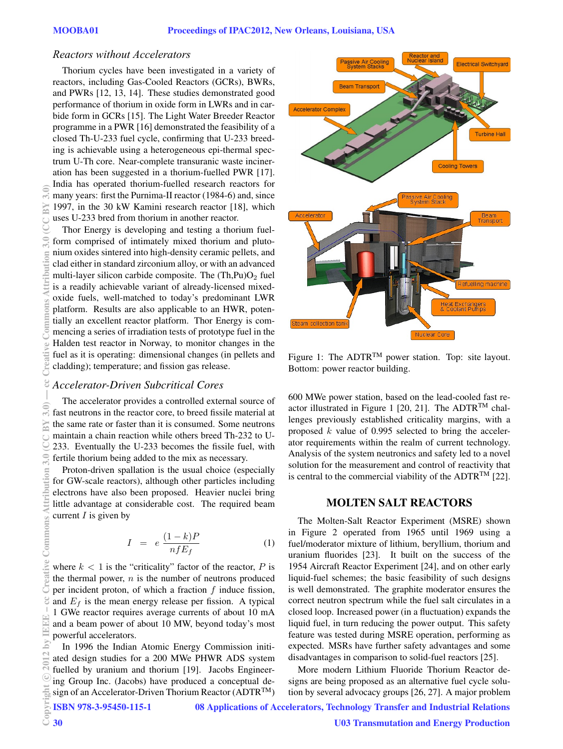### Reactors without Accelerators

Thorium cycles have been investigated in a variety of reactors, including Gas-Cooled Reactors (GCRs), BWRs, and PWRs [12, 13, 14]. These studies demonstrated good performance of thorium in oxide form in LWRs and in carbide form in GCRs [15]. The Light Water Breeder Reactor programme in a PWR [16] demonstrated the feasibility of a closed Th-U-233 fuel cycle, confirming that U-233 breeding is achievable using a heterogeneous epi-thermal spectrum U-Th core. Near-complete transuranic waste incineration has been suggested in a thorium-fuelled PWR [17]. India has operated thorium-fuelled research reactors for many years: first the Purnima-II reactor (1984-6) and, since 1997, in the 30 kW Kamini research reactor [18], which uses U-233 bred from thorium in another reactor.

Thor Energy is developing and testing a thorium fuel-form comprised of intimately mixed thorium and plutonium oxides sintered into high-density ceramic pellets, and clad either in standard zirconium alloy, or with an advanced multi-layer silicon carbide composite. The $(Th,Pu)O_2$ fuel is a readily achievable variant of already-licensed mixed-oxide fuels, well-matched to today's predominant LWR platform. Results are also applicable to an HWR, potentially an excellent reactor platform. Thor Energy is commencing a series of irradiation tests of prototype fuel in the Halden test reactor in Norway, to monitor changes in the fuel as it is operating: dimensional changes (in pellets and cladding); temperature; and fission gas release.

### Accelerator-Driven Subcritical Cores

The accelerator provides a controlled external source of fast neutrons in the reactor core, to breed fissile material at the same rate or faster than it is consumed. Some neutrons maintain a chain reaction while others breed Th-232 to U-233. Eventually the U-233 becomes the fissile fuel, with fertile thorium being added to the mix as necessary.

Proton-driven spallation is the usual choice (especially for GW-scale reactors), although other particles including electrons have also been proposed. Heavier nuclei bring little advantage at considerable cost. The required beam current $I$ is given by

$$I = e\,\frac{(1-k)P}{nfE_f} \qquad (1)$$

where $k < 1$ is the "criticality" factor of the reactor, $P$ is the thermal power, $n$ is the number of neutrons produced per incident proton, of which a fraction $f$ induce fission, and $E_f$ is the mean energy release per fission. A typical 1 GWe reactor requires average currents of about 10 mA and a beam power of about 10 MW, beyond today's most powerful accelerators.

In 1996 the Indian Atomic Energy Commission initiated design studies for a 200 MWe PHWR ADS system fuelled by uranium and thorium [19]. Jacobs Engineering Group Inc. (Jacobs) have produced a conceptual design of an Accelerator-Driven Thorium Reactor (ADTR™) 600 MWe power station, based on the lead-cooled fast reactor illustrated in Figure 1 [20, 21]. The ADTR™ challenges previously established criticality margins, with a proposed $k$ value of 0.995 selected to bring the accelerator requirements within the realm of current technology. Analysis of the system neutronics and safety led to a novel solution for the measurement and control of reactivity that is central to the commercial viability of the ADTR™ [22].

Passive Air Cooling System Stacks
Reactor and Nuclear Island
Electrical Switchyard
Beam Transport
Accelerator Complex
Turbine Hall
Cooling Towers

Passive Air Cooling System Stack
Accelerator
Beam Transport
Refuelling machine
Heat Exchangers & Coolant Pumps
Steam collection tank
Nuclear Core

Figure 1: The ADTR™ power station. Top: site layout. Bottom: power reactor building.

## MOLTEN SALT REACTORS

The Molten-Salt Reactor Experiment (MSRE) shown in Figure 2 operated from 1965 until 1969 using a fuel/moderator mixture of lithium, beryllium, thorium and uranium fluorides [23]. It built on the success of the 1954 Aircraft Reactor Experiment [24], and on other early liquid-fuel schemes; the basic feasibility of such designs is well demonstrated. The graphite moderator ensures the correct neutron spectrum while the fuel salt circulates in a closed loop. Increased power (in a fluctuation) expands the liquid fuel, in turn reducing the power output. This safety feature was tested during MSRE operation, performing as expected. MSRs have further safety advantages and some disadvantages in comparison to solid-fuel reactors [25].

More modern Lithium Fluoride Thorium Reactor designs are being proposed as an alternative fuel cycle solution by several advocacy groups [26, 27]. A major problem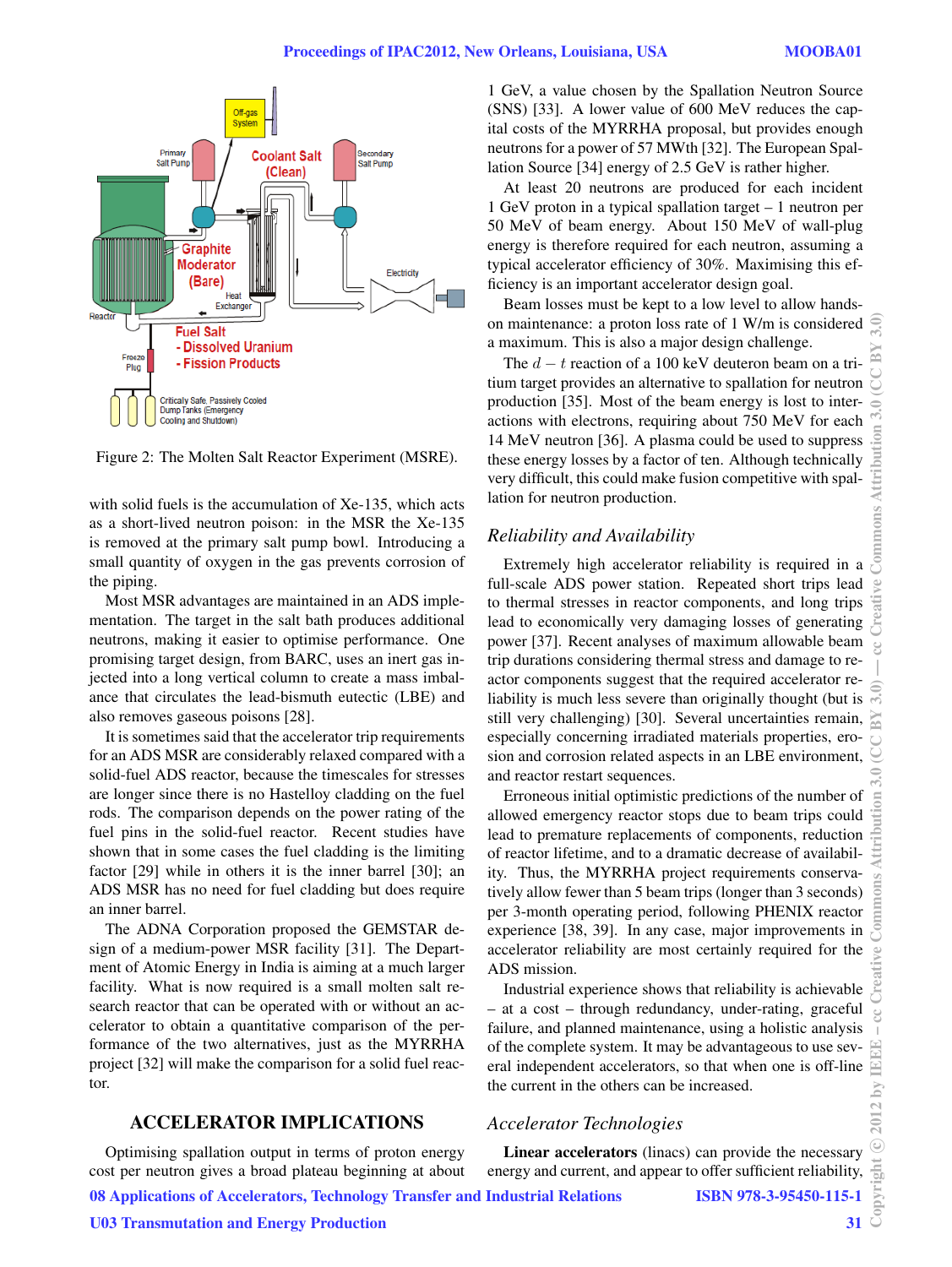Figure 2: The Molten Salt Reactor Experiment (MSRE).

with solid fuels is the accumulation of Xe-135, which acts as a short-lived neutron poison: in the MSR the Xe-135 is removed at the primary salt pump bowl. Introducing a small quantity of oxygen in the gas prevents corrosion of the piping.

Most MSR advantages are maintained in an ADS implementation. The target in the salt bath produces additional neutrons, making it easier to optimise performance. One promising target design, from BARC, uses an inert gas injected into a long vertical column to create a mass imbalance that circulates the lead-bismuth eutectic (LBE) and also removes gaseous poisons [28].

It is sometimes said that the accelerator trip requirements for an ADS MSR are considerably relaxed compared with a solid-fuel ADS reactor, because the timescales for stresses are longer since there is no Hastelloy cladding on the fuel rods. The comparison depends on the power rating of the fuel pins in the solid-fuel reactor. Recent studies have shown that in some cases the fuel cladding is the limiting factor [29] while in others it is the inner barrel [30]; an ADS MSR has no need for fuel cladding but does require an inner barrel.

The ADNA Corporation proposed the GEMSTAR design of a medium-power MSR facility [31]. The Department of Atomic Energy in India is aiming at a much larger facility. What is now required is a small molten salt research reactor that can be operated with or without an accelerator to obtain a quantitative comparison of the performance of the two alternatives, just as the MYRRHA project [32] will make the comparison for a solid fuel reactor.

## ACCELERATOR IMPLICATIONS

Optimising spallation output in terms of proton energy cost per neutron gives a broad plateau beginning at about 1 GeV, a value chosen by the Spallation Neutron Source (SNS) [33]. A lower value of 600 MeV reduces the capital costs of the MYRRHA proposal, but provides enough neutrons for a power of 57 MWth [32]. The European Spallation Source [34] energy of 2.5 GeV is rather higher.

At least 20 neutrons are produced for each incident 1 GeV proton in a typical spallation target – 1 neutron per 50 MeV of beam energy. About 150 MeV of wall-plug energy is therefore required for each neutron, assuming a typical accelerator efficiency of 30%. Maximising this efficiency is an important accelerator design goal.

Beam losses must be kept to a low level to allow hands-on maintenance: a proton loss rate of 1 W/m is considered a maximum. This is also a major design challenge.

The $d-t$ reaction of a 100 keV deuteron beam on a tritium target provides an alternative to spallation for neutron production [35]. Most of the beam energy is lost to interactions with electrons, requiring about 750 MeV for each 14 MeV neutron [36]. A plasma could be used to suppress these energy losses by a factor of ten. Although technically very difficult, this could make fusion competitive with spallation for neutron production.

### *Reliability and Availability*

Extremely high accelerator reliability is required in a full-scale ADS power station. Repeated short trips lead to thermal stresses in reactor components, and long trips lead to economically very damaging losses of generating power [37]. Recent analyses of maximum allowable beam trip durations considering thermal stress and damage to reactor components suggest that the required accelerator reliability is much less severe than originally thought (but is still very challenging) [30]. Several uncertainties remain, especially concerning irradiated materials properties, erosion and corrosion related aspects in an LBE environment, and reactor restart sequences.

Erroneous initial optimistic predictions of the number of allowed emergency reactor stops due to beam trips could lead to premature replacements of components, reduction of reactor lifetime, and to a dramatic decrease of availability. Thus, the MYRRHA project requirements conservatively allow fewer than 5 beam trips (longer than 3 seconds) per 3-month operating period, following PHENIX reactor experience [38, 39]. In any case, major improvements in accelerator reliability are most certainly required for the ADS mission.

Industrial experience shows that reliability is achievable – at a cost – through redundancy, under-rating, graceful failure, and planned maintenance, using a holistic analysis of the complete system. It may be advantageous to use several independent accelerators, so that when one is off-line the current in the others can be increased.

### *Accelerator Technologies*

**Linear accelerators** (linacs) can provide the necessary energy and current, and appear to offer sufficient reliability,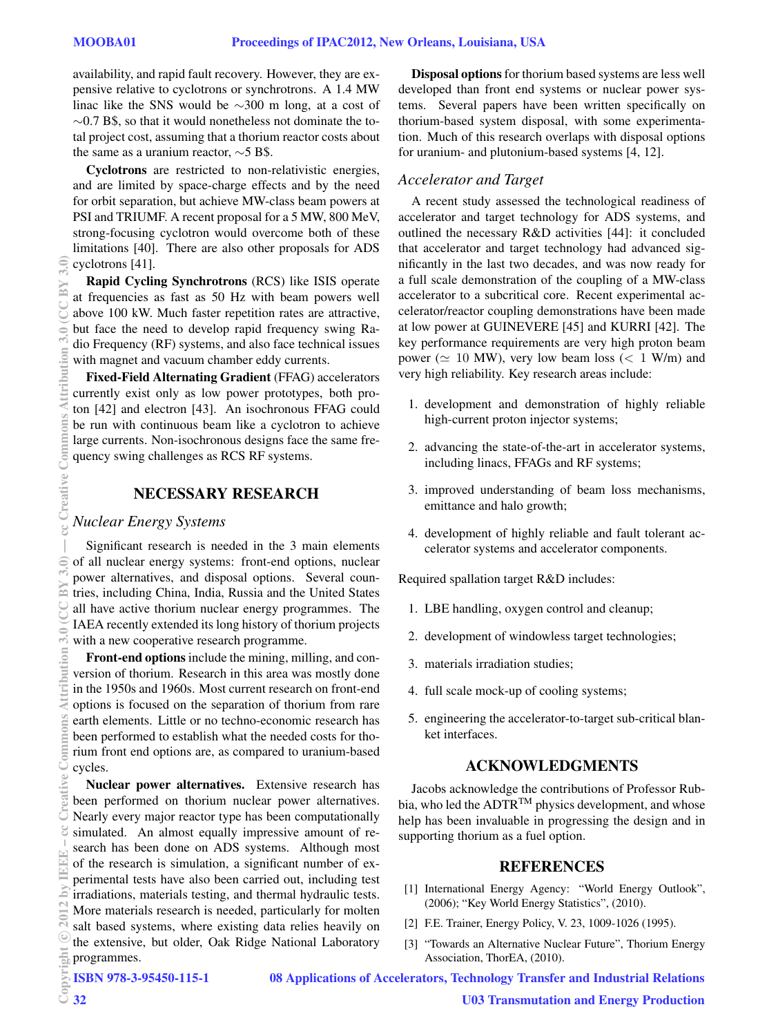availability, and rapid fault recovery. However, they are expensive relative to cyclotrons or synchrotrons. A 1.4 MW linac like the SNS would be ∼300 m long, at a cost of ∼0.7 B$, so that it would nonetheless not dominate the total project cost, assuming that a thorium reactor costs about the same as a uranium reactor, ∼5 B$.

**Cyclotrons** are restricted to non-relativistic energies, and are limited by space-charge effects and by the need for orbit separation, but achieve MW-class beam powers at PSI and TRIUMF. A recent proposal for a 5 MW, 800 MeV, strong-focusing cyclotron would overcome both of these limitations [40]. There are also other proposals for ADS cyclotrons [41].

**Rapid Cycling Synchrotrons** (RCS) like ISIS operate at frequencies as fast as 50 Hz with beam powers well above 100 kW. Much faster repetition rates are attractive, but face the need to develop rapid frequency swing Radio Frequency (RF) systems, and also face technical issues with magnet and vacuum chamber eddy currents.

**Fixed-Field Alternating Gradient** (FFAG) accelerators currently exist only as low power prototypes, both proton [42] and electron [43]. An isochronous FFAG could be run with continuous beam like a cyclotron to achieve large currents. Non-isochronous designs face the same frequency swing challenges as RCS RF systems.

## NECESSARY RESEARCH

### *Nuclear Energy Systems*

Significant research is needed in the 3 main elements of all nuclear energy systems: front-end options, nuclear power alternatives, and disposal options. Several countries, including China, India, Russia and the United States all have active thorium nuclear energy programmes. The IAEA recently extended its long history of thorium projects with a new cooperative research programme.

**Front-end options** include the mining, milling, and conversion of thorium. Research in this area was mostly done in the 1950s and 1960s. Most current research on front-end options is focused on the separation of thorium from rare earth elements. Little or no techno-economic research has been performed to establish what the needed costs for thorium front end options are, as compared to uranium-based cycles.

**Nuclear power alternatives.** Extensive research has been performed on thorium nuclear power alternatives. Nearly every major reactor type has been computationally simulated. An almost equally impressive amount of research has been done on ADS systems. Although most of the research is simulation, a significant number of experimental tests have also been carried out, including test irradiations, materials testing, and thermal hydraulic tests. More materials research is needed, particularly for molten salt based systems, where existing data relies heavily on the extensive, but older, Oak Ridge National Laboratory programmes.

**Disposal options** for thorium based systems are less well developed than front end systems or nuclear power systems. Several papers have been written specifically on thorium-based system disposal, with some experimentation. Much of this research overlaps with disposal options for uranium- and plutonium-based systems [4, 12].

### *Accelerator and Target*

A recent study assessed the technological readiness of accelerator and target technology for ADS systems, and outlined the necessary R&D activities [44]: it concluded that accelerator and target technology had advanced significantly in the last two decades, and was now ready for a full scale demonstration of the coupling of a MW-class accelerator to a subcritical core. Recent experimental accelerator/reactor coupling demonstrations have been made at low power at GUINEVERE [45] and KURRI [42]. The key performance requirements are very high proton beam power ($\simeq$ 10 MW), very low beam loss ($<$ 1 W/m) and very high reliability. Key research areas include:

1. development and demonstration of highly reliable high-current proton injector systems;
2. advancing the state-of-the-art in accelerator systems, including linacs, FFAGs and RF systems;
3. improved understanding of beam loss mechanisms, emittance and halo growth;
4. development of highly reliable and fault tolerant accelerator systems and accelerator components.

Required spallation target R&D includes:

1. LBE handling, oxygen control and cleanup;
2. development of windowless target technologies;
3. materials irradiation studies;
4. full scale mock-up of cooling systems;
5. engineering the accelerator-to-target sub-critical blanket interfaces.

## ACKNOWLEDGMENTS

Jacobs acknowledge the contributions of Professor Rubbia, who led the ADTR™ physics development, and whose help has been invaluable in progressing the design and in supporting thorium as a fuel option.

## REFERENCES

[1] International Energy Agency: "World Energy Outlook", (2006); "Key World Energy Statistics", (2010).

[2] F.E. Trainer, Energy Policy, V. 23, 1009-1026 (1995).

[3] "Towards an Alternative Nuclear Future", Thorium Energy Association, ThorEA, (2010).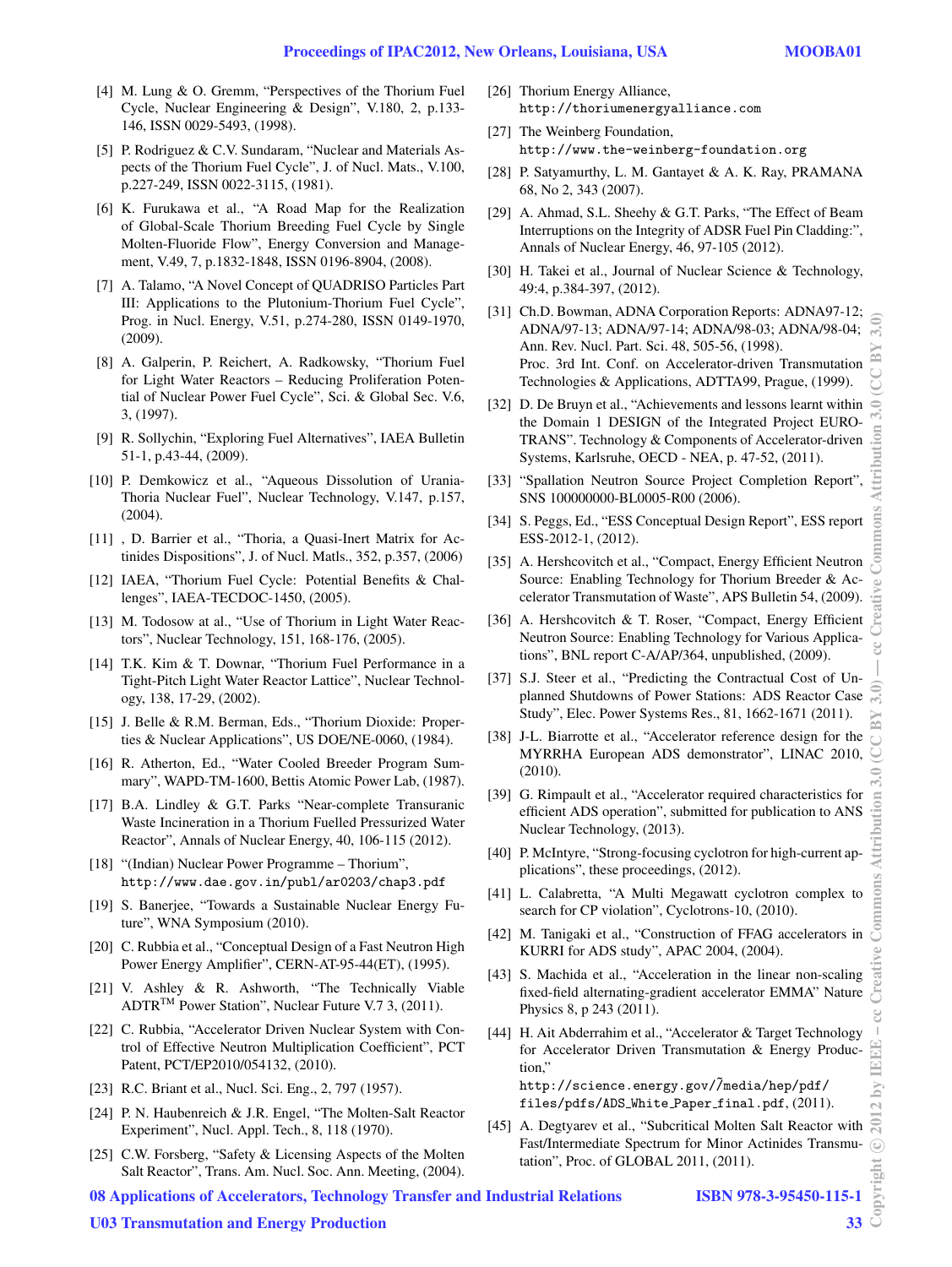[4] M. Lung & O. Gremm, "Perspectives of the Thorium Fuel Cycle, Nuclear Engineering & Design", V.180, 2, p.133-146, ISSN 0029-5493, (1998).

[5] P. Rodriguez & C.V. Sundaram, "Nuclear and Materials Aspects of the Thorium Fuel Cycle", J. of Nucl. Mats., V.100, p.227-249, ISSN 0022-3115, (1981).

[6] K. Furukawa et al., "A Road Map for the Realization of Global-Scale Thorium Breeding Fuel Cycle by Single Molten-Fluoride Flow", Energy Conversion and Management, V.49, 7, p.1832-1848, ISSN 0196-8904, (2008).

[7] A. Talamo, "A Novel Concept of QUADRISO Particles Part III: Applications to the Plutonium-Thorium Fuel Cycle", Prog. in Nucl. Energy, V.51, p.274-280, ISSN 0149-1970, (2009).

[8] A. Galperin, P. Reichert, A. Radkowsky, "Thorium Fuel for Light Water Reactors – Reducing Proliferation Potential of Nuclear Power Fuel Cycle", Sci. & Global Sec. V.6, 3, (1997).

[9] R. Sollychin, "Exploring Fuel Alternatives", IAEA Bulletin 51-1, p.43-44, (2009).

[10] P. Demkowicz et al., "Aqueous Dissolution of Urania-Thoria Nuclear Fuel", Nuclear Technology, V.147, p.157, (2004).

[11] , D. Barrier et al., "Thoria, a Quasi-Inert Matrix for Actinides Dispositions", J. of Nucl. Matls., 352, p.357, (2006)

[12] IAEA, "Thorium Fuel Cycle: Potential Benefits & Challenges", IAEA-TECDOC-1450, (2005).

[13] M. Todosow at al., "Use of Thorium in Light Water Reactors", Nuclear Technology, 151, 168-176, (2005).

[14] T.K. Kim & T. Downar, "Thorium Fuel Performance in a Tight-Pitch Light Water Reactor Lattice", Nuclear Technology, 138, 17-29, (2002).

[15] J. Belle & R.M. Berman, Eds., "Thorium Dioxide: Properties & Nuclear Applications", US DOE/NE-0060, (1984).

[16] R. Atherton, Ed., "Water Cooled Breeder Program Summary", WAPD-TM-1600, Bettis Atomic Power Lab, (1987).

[17] B.A. Lindley & G.T. Parks "Near-complete Transuranic Waste Incineration in a Thorium Fuelled Pressurized Water Reactor", Annals of Nuclear Energy, 40, 106-115 (2012).

[18] "(Indian) Nuclear Power Programme – Thorium", http://www.dae.gov.in/publ/ar0203/chap3.pdf

[19] S. Banerjee, "Towards a Sustainable Nuclear Energy Future", WNA Symposium (2010).

[20] C. Rubbia et al., "Conceptual Design of a Fast Neutron High Power Energy Amplifier", CERN-AT-95-44(ET), (1995).

[21] V. Ashley & R. Ashworth, "The Technically Viable ADTR™ Power Station", Nuclear Future V.7 3, (2011).

[22] C. Rubbia, "Accelerator Driven Nuclear System with Control of Effective Neutron Multiplication Coefficient", PCT Patent, PCT/EP2010/054132, (2010).

[23] R.C. Briant et al., Nucl. Sci. Eng., 2, 797 (1957).

[24] P. N. Haubenreich & J.R. Engel, "The Molten-Salt Reactor Experiment", Nucl. Appl. Tech., 8, 118 (1970).

[25] C.W. Forsberg, "Safety & Licensing Aspects of the Molten Salt Reactor", Trans. Am. Nucl. Soc. Ann. Meeting, (2004).

[26] Thorium Energy Alliance, http://thoriumenergyalliance.com

[27] The Weinberg Foundation, http://www.the-weinberg-foundation.org

[28] P. Satyamurthy, L. M. Gantayet & A. K. Ray, PRAMANA 68, No 2, 343 (2007).

[29] A. Ahmad, S.L. Sheehy & G.T. Parks, "The Effect of Beam Interruptions on the Integrity of ADSR Fuel Pin Cladding:", Annals of Nuclear Energy, 46, 97-105 (2012).

[30] H. Takei et al., Journal of Nuclear Science & Technology, 49:4, p.384-397, (2012).

[31] Ch.D. Bowman, ADNA Corporation Reports: ADNA97-12; ADNA/97-13; ADNA/97-14; ADNA/98-03; ADNA/98-04; Ann. Rev. Nucl. Part. Sci. 48, 505-56, (1998).
Proc. 3rd Int. Conf. on Accelerator-driven Transmutation Technologies & Applications, ADTTA99, Prague, (1999).

[32] D. De Bruyn et al., "Achievements and lessons learnt within the Domain 1 DESIGN of the Integrated Project EUROTRANS". Technology & Components of Accelerator-driven Systems, Karlsruhe, OECD - NEA, p. 47-52, (2011).

[33] "Spallation Neutron Source Project Completion Report", SNS 100000000-BL0005-R00 (2006).

[34] S. Peggs, Ed., "ESS Conceptual Design Report", ESS report ESS-2012-1, (2012).

[35] A. Hershcovitch et al., "Compact, Energy Efficient Neutron Source: Enabling Technology for Thorium Breeder & Accelerator Transmutation of Waste", APS Bulletin 54, (2009).

[36] A. Hershcovitch & T. Roser, "Compact, Energy Efficient Neutron Source: Enabling Technology for Various Applications", BNL report C-A/AP/364, unpublished, (2009).

[37] S.J. Steer et al., "Predicting the Contractual Cost of Unplanned Shutdowns of Power Stations: ADS Reactor Case Study", Elec. Power Systems Res., 81, 1662-1671 (2011).

[38] J-L. Biarrotte et al., "Accelerator reference design for the MYRRHA European ADS demonstrator", LINAC 2010, (2010).

[39] G. Rimpault et al., "Accelerator required characteristics for efficient ADS operation", submitted for publication to ANS Nuclear Technology, (2013).

[40] P. McIntyre, "Strong-focusing cyclotron for high-current applications", these proceedings, (2012).

[41] L. Calabretta, "A Multi Megawatt cyclotron complex to search for CP violation", Cyclotrons-10, (2010).

[42] M. Tanigaki et al., "Construction of FFAG accelerators in KURRI for ADS study", APAC 2004, (2004).

[43] S. Machida et al., "Acceleration in the linear non-scaling fixed-field alternating-gradient accelerator EMMA" Nature Physics 8, p 243 (2011).

[44] H. Ait Abderrahim et al., "Accelerator & Target Technology for Accelerator Driven Transmutation & Energy Production," http://science.energy.gov/~media/hep/pdf/files/pdfs/ADS_White_Paper_final.pdf, (2011).

[45] A. Degtyarev et al., "Subcritical Molten Salt Reactor with Fast/Intermediate Spectrum for Minor Actinides Transmutation", Proc. of GLOBAL 2011, (2011).